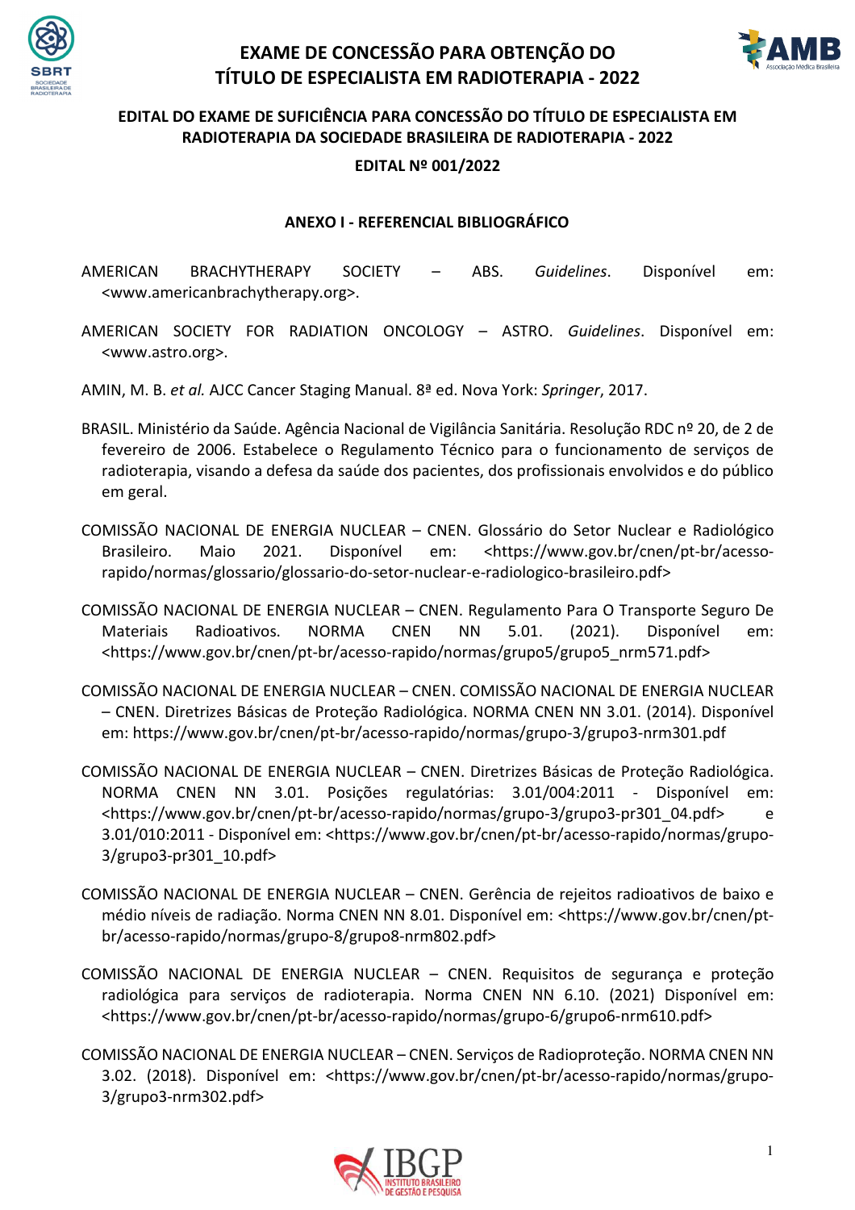# EXAME DE CONCESSÃO PARA OBTENÇÃO DO TÍTULO DE ESPECIALISTA EM RADIOTERAPIA - 2022

## EDITAL DO EXAME DE SUFICIÊNCIA PARA CONCESSÃO DO TÍTULO DE ESPECIALISTA EM RADIOTERAPIA DA SOCIEDADE BRASILEIRA DE RADIOTERAPIA - 2022

**EDITAL Nº 001/2022**

### ANEXO I - REFERENCIAL BIBLIOGRÁFICO

AMERICAN BRACHYTHERAPY SOCIETY – ABS. *Guidelines*. Disponível em: <www.americanbrachytherapy.org>.

AMERICAN SOCIETY FOR RADIATION ONCOLOGY – ASTRO. *Guidelines*. Disponível em: <www.astro.org>.

AMIN, M. B. *et al.* AJCC Cancer Staging Manual. 8ª ed. Nova York: *Springer*, 2017.

BRASIL. Ministério da Saúde. Agência Nacional de Vigilância Sanitária. Resolução RDC nº 20, de 2 de fevereiro de 2006. Estabelece o Regulamento Técnico para o funcionamento de serviços de radioterapia, visando a defesa da saúde dos pacientes, dos profissionais envolvidos e do público em geral.

COMISSÃO NACIONAL DE ENERGIA NUCLEAR – CNEN. Glossário do Setor Nuclear e Radiológico Brasileiro. Maio 2021. Disponível em: <https://www.gov.br/cnen/pt-br/acesso-rapido/normas/glossario/glossario-do-setor-nuclear-e-radiologico-brasileiro.pdf>

COMISSÃO NACIONAL DE ENERGIA NUCLEAR – CNEN. Regulamento Para O Transporte Seguro De Materiais Radioativos. NORMA CNEN NN 5.01. (2021). Disponível em: <https://www.gov.br/cnen/pt-br/acesso-rapido/normas/grupo5/grupo5_nrm571.pdf>

COMISSÃO NACIONAL DE ENERGIA NUCLEAR – CNEN. COMISSÃO NACIONAL DE ENERGIA NUCLEAR – CNEN. Diretrizes Básicas de Proteção Radiológica. NORMA CNEN NN 3.01. (2014). Disponível em: https://www.gov.br/cnen/pt-br/acesso-rapido/normas/grupo-3/grupo3-nrm301.pdf

COMISSÃO NACIONAL DE ENERGIA NUCLEAR – CNEN. Diretrizes Básicas de Proteção Radiológica. NORMA CNEN NN 3.01. Posições regulatórias: 3.01/004:2011 - Disponível em: <https://www.gov.br/cnen/pt-br/acesso-rapido/normas/grupo-3/grupo3-pr301_04.pdf> e 3.01/010:2011 - Disponível em: <https://www.gov.br/cnen/pt-br/acesso-rapido/normas/grupo-3/grupo3-pr301_10.pdf>

COMISSÃO NACIONAL DE ENERGIA NUCLEAR – CNEN. Gerência de rejeitos radioativos de baixo e médio níveis de radiação. Norma CNEN NN 8.01. Disponível em: <https://www.gov.br/cnen/pt-br/acesso-rapido/normas/grupo-8/grupo8-nrm802.pdf>

COMISSÃO NACIONAL DE ENERGIA NUCLEAR – CNEN. Requisitos de segurança e proteção radiológica para serviços de radioterapia. Norma CNEN NN 6.10. (2021) Disponível em: <https://www.gov.br/cnen/pt-br/acesso-rapido/normas/grupo-6/grupo6-nrm610.pdf>

COMISSÃO NACIONAL DE ENERGIA NUCLEAR – CNEN. Serviços de Radioproteção. NORMA CNEN NN 3.02. (2018). Disponível em: <https://www.gov.br/cnen/pt-br/acesso-rapido/normas/grupo-3/grupo3-nrm302.pdf>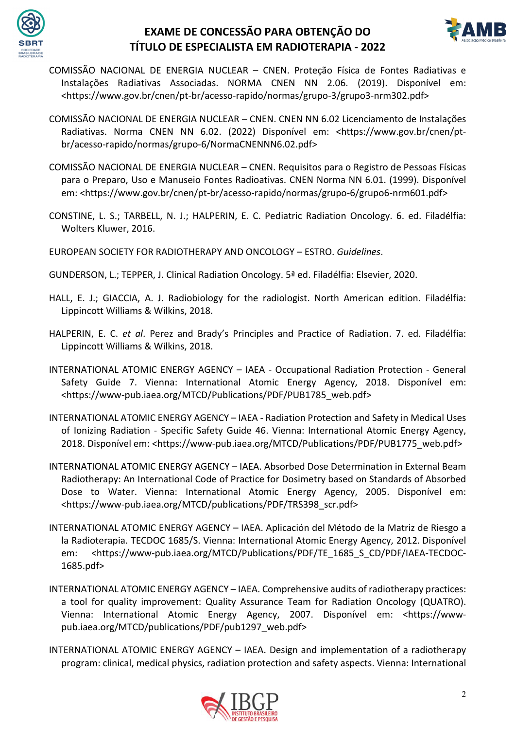COMISSÃO NACIONAL DE ENERGIA NUCLEAR – CNEN. Proteção Física de Fontes Radiativas e Instalações Radiativas Associadas. NORMA CNEN NN 2.06. (2019). Disponível em: <https://www.gov.br/cnen/pt-br/acesso-rapido/normas/grupo-3/grupo3-nrm302.pdf>

COMISSÃO NACIONAL DE ENERGIA NUCLEAR – CNEN. CNEN NN 6.02 Licenciamento de Instalações Radiativas. Norma CNEN NN 6.02. (2022) Disponível em: <https://www.gov.br/cnen/pt-br/acesso-rapido/normas/grupo-6/NormaCNENNN6.02.pdf>

COMISSÃO NACIONAL DE ENERGIA NUCLEAR – CNEN. Requisitos para o Registro de Pessoas Físicas para o Preparo, Uso e Manuseio Fontes Radioativas. CNEN Norma NN 6.01. (1999). Disponível em: <https://www.gov.br/cnen/pt-br/acesso-rapido/normas/grupo-6/grupo6-nrm601.pdf>

CONSTINE, L. S.; TARBELL, N. J.; HALPERIN, E. C. Pediatric Radiation Oncology. 6. ed. Filadélfia: Wolters Kluwer, 2016.

EUROPEAN SOCIETY FOR RADIOTHERAPY AND ONCOLOGY – ESTRO. *Guidelines*.

GUNDERSON, L.; TEPPER, J. Clinical Radiation Oncology. 5ª ed. Filadélfia: Elsevier, 2020.

HALL, E. J.; GIACCIA, A. J. Radiobiology for the radiologist. North American edition. Filadélfia: Lippincott Williams & Wilkins, 2018.

HALPERIN, E. C. *et al*. Perez and Brady's Principles and Practice of Radiation. 7. ed. Filadélfia: Lippincott Williams & Wilkins, 2018.

INTERNATIONAL ATOMIC ENERGY AGENCY – IAEA - Occupational Radiation Protection - General Safety Guide 7. Vienna: International Atomic Energy Agency, 2018. Disponível em: <https://www-pub.iaea.org/MTCD/Publications/PDF/PUB1785_web.pdf>

INTERNATIONAL ATOMIC ENERGY AGENCY – IAEA - Radiation Protection and Safety in Medical Uses of Ionizing Radiation - Specific Safety Guide 46. Vienna: International Atomic Energy Agency, 2018. Disponível em: <https://www-pub.iaea.org/MTCD/Publications/PDF/PUB1775_web.pdf>

INTERNATIONAL ATOMIC ENERGY AGENCY – IAEA. Absorbed Dose Determination in External Beam Radiotherapy: An International Code of Practice for Dosimetry based on Standards of Absorbed Dose to Water. Vienna: International Atomic Energy Agency, 2005. Disponível em: <https://www-pub.iaea.org/MTCD/publications/PDF/TRS398_scr.pdf>

INTERNATIONAL ATOMIC ENERGY AGENCY – IAEA. Aplicación del Método de la Matriz de Riesgo a la Radioterapia. TECDOC 1685/S. Vienna: International Atomic Energy Agency, 2012. Disponível em: <https://www-pub.iaea.org/MTCD/Publications/PDF/TE_1685_S_CD/PDF/IAEA-TECDOC-1685.pdf>

INTERNATIONAL ATOMIC ENERGY AGENCY – IAEA. Comprehensive audits of radiotherapy practices: a tool for quality improvement: Quality Assurance Team for Radiation Oncology (QUATRO). Vienna: International Atomic Energy Agency, 2007. Disponível em: <https://www-pub.iaea.org/MTCD/publications/PDF/pub1297_web.pdf>

INTERNATIONAL ATOMIC ENERGY AGENCY – IAEA. Design and implementation of a radiotherapy program: clinical, medical physics, radiation protection and safety aspects. Vienna: International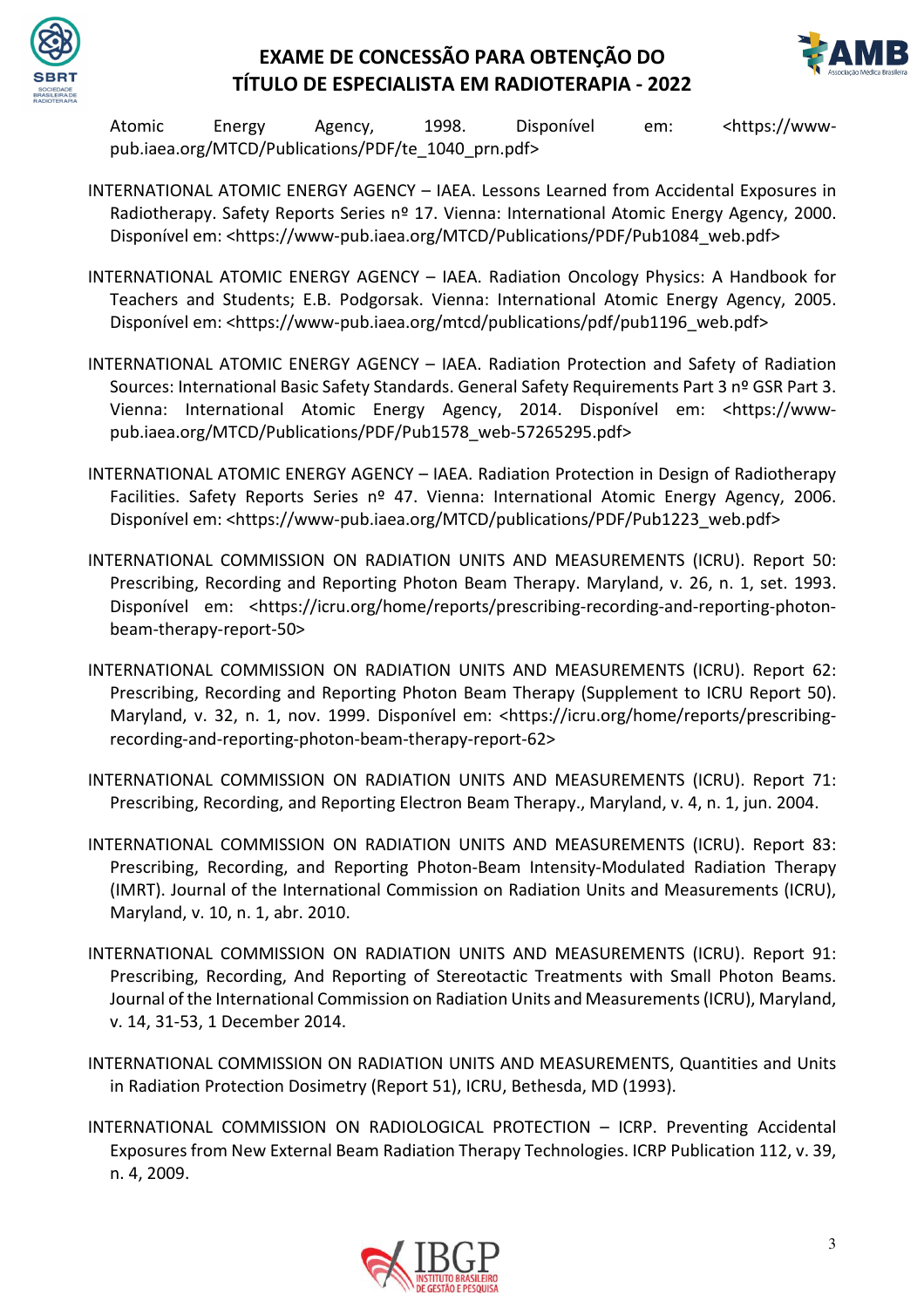Atomic Energy Agency, 1998. Disponível em: <https://www-pub.iaea.org/MTCD/Publications/PDF/te_1040_prn.pdf>

INTERNATIONAL ATOMIC ENERGY AGENCY – IAEA. Lessons Learned from Accidental Exposures in Radiotherapy. Safety Reports Series nº 17. Vienna: International Atomic Energy Agency, 2000. Disponível em: <https://www-pub.iaea.org/MTCD/Publications/PDF/Pub1084_web.pdf>

INTERNATIONAL ATOMIC ENERGY AGENCY – IAEA. Radiation Oncology Physics: A Handbook for Teachers and Students; E.B. Podgorsak. Vienna: International Atomic Energy Agency, 2005. Disponível em: <https://www-pub.iaea.org/mtcd/publications/pdf/pub1196_web.pdf>

INTERNATIONAL ATOMIC ENERGY AGENCY – IAEA. Radiation Protection and Safety of Radiation Sources: International Basic Safety Standards. General Safety Requirements Part 3 nº GSR Part 3. Vienna: International Atomic Energy Agency, 2014. Disponível em: <https://www-pub.iaea.org/MTCD/Publications/PDF/Pub1578_web-57265295.pdf>

INTERNATIONAL ATOMIC ENERGY AGENCY – IAEA. Radiation Protection in Design of Radiotherapy Facilities. Safety Reports Series nº 47. Vienna: International Atomic Energy Agency, 2006. Disponível em: <https://www-pub.iaea.org/MTCD/publications/PDF/Pub1223_web.pdf>

INTERNATIONAL COMMISSION ON RADIATION UNITS AND MEASUREMENTS (ICRU). Report 50: Prescribing, Recording and Reporting Photon Beam Therapy. Maryland, v. 26, n. 1, set. 1993. Disponível em: <https://icru.org/home/reports/prescribing-recording-and-reporting-photon-beam-therapy-report-50>

INTERNATIONAL COMMISSION ON RADIATION UNITS AND MEASUREMENTS (ICRU). Report 62: Prescribing, Recording and Reporting Photon Beam Therapy (Supplement to ICRU Report 50). Maryland, v. 32, n. 1, nov. 1999. Disponível em: <https://icru.org/home/reports/prescribing-recording-and-reporting-photon-beam-therapy-report-62>

INTERNATIONAL COMMISSION ON RADIATION UNITS AND MEASUREMENTS (ICRU). Report 71: Prescribing, Recording, and Reporting Electron Beam Therapy., Maryland, v. 4, n. 1, jun. 2004.

INTERNATIONAL COMMISSION ON RADIATION UNITS AND MEASUREMENTS (ICRU). Report 83: Prescribing, Recording, and Reporting Photon-Beam Intensity-Modulated Radiation Therapy (IMRT). Journal of the International Commission on Radiation Units and Measurements (ICRU), Maryland, v. 10, n. 1, abr. 2010.

INTERNATIONAL COMMISSION ON RADIATION UNITS AND MEASUREMENTS (ICRU). Report 91: Prescribing, Recording, And Reporting of Stereotactic Treatments with Small Photon Beams. Journal of the International Commission on Radiation Units and Measurements (ICRU), Maryland, v. 14, 31-53, 1 December 2014.

INTERNATIONAL COMMISSION ON RADIATION UNITS AND MEASUREMENTS, Quantities and Units in Radiation Protection Dosimetry (Report 51), ICRU, Bethesda, MD (1993).

INTERNATIONAL COMMISSION ON RADIOLOGICAL PROTECTION – ICRP. Preventing Accidental Exposures from New External Beam Radiation Therapy Technologies. ICRP Publication 112, v. 39, n. 4, 2009.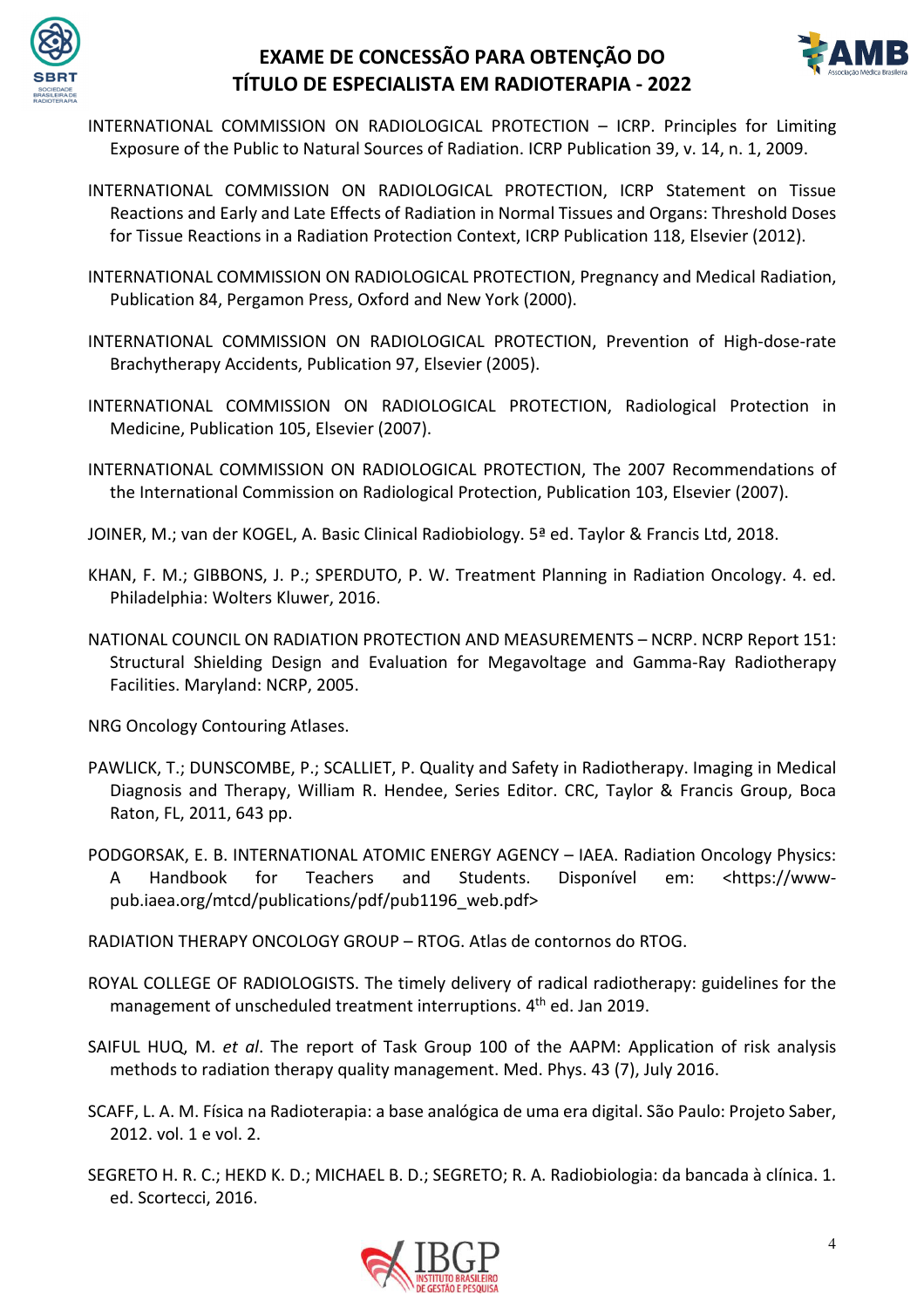INTERNATIONAL COMMISSION ON RADIOLOGICAL PROTECTION – ICRP. Principles for Limiting Exposure of the Public to Natural Sources of Radiation. ICRP Publication 39, v. 14, n. 1, 2009.

INTERNATIONAL COMMISSION ON RADIOLOGICAL PROTECTION, ICRP Statement on Tissue Reactions and Early and Late Effects of Radiation in Normal Tissues and Organs: Threshold Doses for Tissue Reactions in a Radiation Protection Context, ICRP Publication 118, Elsevier (2012).

INTERNATIONAL COMMISSION ON RADIOLOGICAL PROTECTION, Pregnancy and Medical Radiation, Publication 84, Pergamon Press, Oxford and New York (2000).

INTERNATIONAL COMMISSION ON RADIOLOGICAL PROTECTION, Prevention of High-dose-rate Brachytherapy Accidents, Publication 97, Elsevier (2005).

INTERNATIONAL COMMISSION ON RADIOLOGICAL PROTECTION, Radiological Protection in Medicine, Publication 105, Elsevier (2007).

INTERNATIONAL COMMISSION ON RADIOLOGICAL PROTECTION, The 2007 Recommendations of the International Commission on Radiological Protection, Publication 103, Elsevier (2007).

JOINER, M.; van der KOGEL, A. Basic Clinical Radiobiology. 5ª ed. Taylor & Francis Ltd, 2018.

KHAN, F. M.; GIBBONS, J. P.; SPERDUTO, P. W. Treatment Planning in Radiation Oncology. 4. ed. Philadelphia: Wolters Kluwer, 2016.

NATIONAL COUNCIL ON RADIATION PROTECTION AND MEASUREMENTS – NCRP. NCRP Report 151: Structural Shielding Design and Evaluation for Megavoltage and Gamma-Ray Radiotherapy Facilities. Maryland: NCRP, 2005.

NRG Oncology Contouring Atlases.

PAWLICK, T.; DUNSCOMBE, P.; SCALLIET, P. Quality and Safety in Radiotherapy. Imaging in Medical Diagnosis and Therapy, William R. Hendee, Series Editor. CRC, Taylor & Francis Group, Boca Raton, FL, 2011, 643 pp.

PODGORSAK, E. B. INTERNATIONAL ATOMIC ENERGY AGENCY – IAEA. Radiation Oncology Physics: A Handbook for Teachers and Students. Disponível em: <https://www-pub.iaea.org/mtcd/publications/pdf/pub1196_web.pdf>

RADIATION THERAPY ONCOLOGY GROUP – RTOG. Atlas de contornos do RTOG.

ROYAL COLLEGE OF RADIOLOGISTS. The timely delivery of radical radiotherapy: guidelines for the management of unscheduled treatment interruptions. 4th ed. Jan 2019.

SAIFUL HUQ, M. *et al*. The report of Task Group 100 of the AAPM: Application of risk analysis methods to radiation therapy quality management. Med. Phys. 43 (7), July 2016.

SCAFF, L. A. M. Física na Radioterapia: a base analógica de uma era digital. São Paulo: Projeto Saber, 2012. vol. 1 e vol. 2.

SEGRETO H. R. C.; HEKD K. D.; MICHAEL B. D.; SEGRETO; R. A. Radiobiologia: da bancada à clínica. 1. ed. Scortecci, 2016.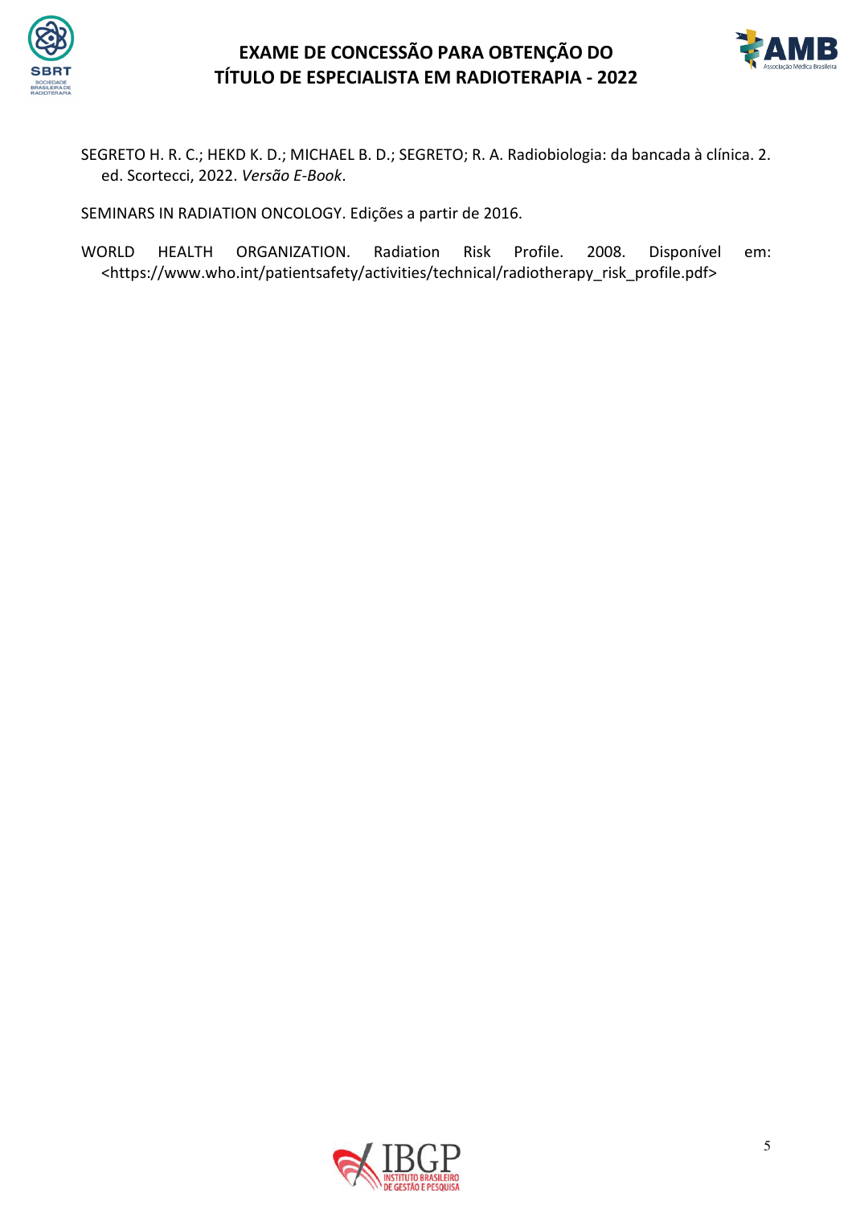SEGRETO H. R. C.; HEKD K. D.; MICHAEL B. D.; SEGRETO; R. A. Radiobiologia: da bancada à clínica. 2. ed. Scortecci, 2022. *Versão E-Book*.

SEMINARS IN RADIATION ONCOLOGY. Edições a partir de 2016.

WORLD HEALTH ORGANIZATION. Radiation Risk Profile. 2008. Disponível em: <https://www.who.int/patientsafety/activities/technical/radiotherapy_risk_profile.pdf>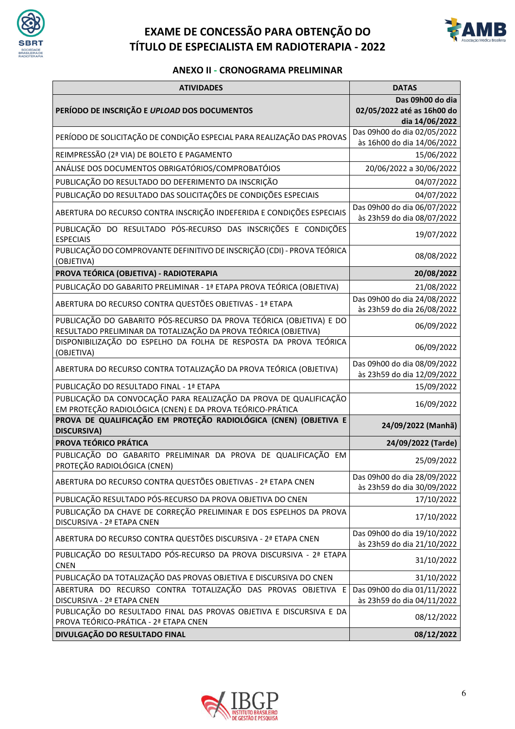# EXAME DE CONCESSÃO PARA OBTENÇÃO DO TÍTULO DE ESPECIALISTA EM RADIOTERAPIA - 2022

## ANEXO II - CRONOGRAMA PRELIMINAR

| ATIVIDADES | DATAS |
|---|---|
| **PERÍODO DE INSCRIÇÃO E *UPLOAD* DOS DOCUMENTOS** | **Das 09h00 do dia 02/05/2022 até as 16h00 do dia 14/06/2022** |
| PERÍODO DE SOLICITAÇÃO DE CONDIÇÃO ESPECIAL PARA REALIZAÇÃO DAS PROVAS | Das 09h00 do dia 02/05/2022 às 16h00 do dia 14/06/2022 |
| REIMPRESSÃO (2ª VIA) DE BOLETO E PAGAMENTO | 15/06/2022 |
| ANÁLISE DOS DOCUMENTOS OBRIGATÓRIOS/COMPROBATÓIOS | 20/06/2022 a 30/06/2022 |
| PUBLICAÇÃO DO RESULTADO DO DEFERIMENTO DA INSCRIÇÃO | 04/07/2022 |
| PUBLICAÇÃO DO RESULTADO DAS SOLICITAÇÕES DE CONDIÇÕES ESPECIAIS | 04/07/2022 |
| ABERTURA DO RECURSO CONTRA INSCRIÇÃO INDEFERIDA E CONDIÇÕES ESPECIAIS | Das 09h00 do dia 06/07/2022 às 23h59 do dia 08/07/2022 |
| PUBLICAÇÃO DO RESULTADO PÓS-RECURSO DAS INSCRIÇÕES E CONDIÇÕES ESPECIAIS | 19/07/2022 |
| PUBLICAÇÃO DO COMPROVANTE DEFINITIVO DE INSCRIÇÃO (CDI) - PROVA TEÓRICA (OBJETIVA) | 08/08/2022 |
| **PROVA TEÓRICA (OBJETIVA) - RADIOTERAPIA** | **20/08/2022** |
| PUBLICAÇÃO DO GABARITO PRELIMINAR - 1ª ETAPA PROVA TEÓRICA (OBJETIVA) | 21/08/2022 |
| ABERTURA DO RECURSO CONTRA QUESTÕES OBJETIVAS - 1ª ETAPA | Das 09h00 do dia 24/08/2022 às 23h59 do dia 26/08/2022 |
| PUBLICAÇÃO DO GABARITO PÓS-RECURSO DA PROVA TEÓRICA (OBJETIVA) E DO RESULTADO PRELIMINAR DA TOTALIZAÇÃO DA PROVA TEÓRICA (OBJETIVA) | 06/09/2022 |
| DISPONIBILIZAÇÃO DO ESPELHO DA FOLHA DE RESPOSTA DA PROVA TEÓRICA (OBJETIVA) | 06/09/2022 |
| ABERTURA DO RECURSO CONTRA TOTALIZAÇÃO DA PROVA TEÓRICA (OBJETIVA) | Das 09h00 do dia 08/09/2022 às 23h59 do dia 12/09/2022 |
| PUBLICAÇÃO DO RESULTADO FINAL - 1ª ETAPA | 15/09/2022 |
| PUBLICAÇÃO DA CONVOCAÇÃO PARA REALIZAÇÃO DA PROVA DE QUALIFICAÇÃO EM PROTEÇÃO RADIOLÓGICA (CNEN) E DA PROVA TEÓRICO-PRÁTICA | 16/09/2022 |
| **PROVA DE QUALIFICAÇÃO EM PROTEÇÃO RADIOLÓGICA (CNEN) (OBJETIVA E DISCURSIVA)** | **24/09/2022 (Manhã)** |
| **PROVA TEÓRICO PRÁTICA** | **24/09/2022 (Tarde)** |
| PUBLICAÇÃO DO GABARITO PRELIMINAR DA PROVA DE QUALIFICAÇÃO EM PROTEÇÃO RADIOLÓGICA (CNEN) | 25/09/2022 |
| ABERTURA DO RECURSO CONTRA QUESTÕES OBJETIVAS - 2ª ETAPA CNEN | Das 09h00 do dia 28/09/2022 às 23h59 do dia 30/09/2022 |
| PUBLICAÇÃO RESULTADO PÓS-RECURSO DA PROVA OBJETIVA DO CNEN | 17/10/2022 |
| PUBLICAÇÃO DA CHAVE DE CORREÇÃO PRELIMINAR E DOS ESPELHOS DA PROVA DISCURSIVA - 2ª ETAPA CNEN | 17/10/2022 |
| ABERTURA DO RECURSO CONTRA QUESTÕES DISCURSIVA - 2ª ETAPA CNEN | Das 09h00 do dia 19/10/2022 às 23h59 do dia 21/10/2022 |
| PUBLICAÇÃO DO RESULTADO PÓS-RECURSO DA PROVA DISCURSIVA - 2ª ETAPA CNEN | 31/10/2022 |
| PUBLICAÇÃO DA TOTALIZAÇÃO DAS PROVAS OBJETIVA E DISCURSIVA DO CNEN | 31/10/2022 |
| ABERTURA DO RECURSO CONTRA TOTALIZAÇÃO DAS PROVAS OBJETIVA E DISCURSIVA - 2ª ETAPA CNEN | Das 09h00 do dia 01/11/2022 às 23h59 do dia 04/11/2022 |
| PUBLICAÇÃO DO RESULTADO FINAL DAS PROVAS OBJETIVA E DISCURSIVA E DA PROVA TEÓRICO-PRÁTICA - 2ª ETAPA CNEN | 08/12/2022 |
| **DIVULGAÇÃO DO RESULTADO FINAL** | **08/12/2022** |